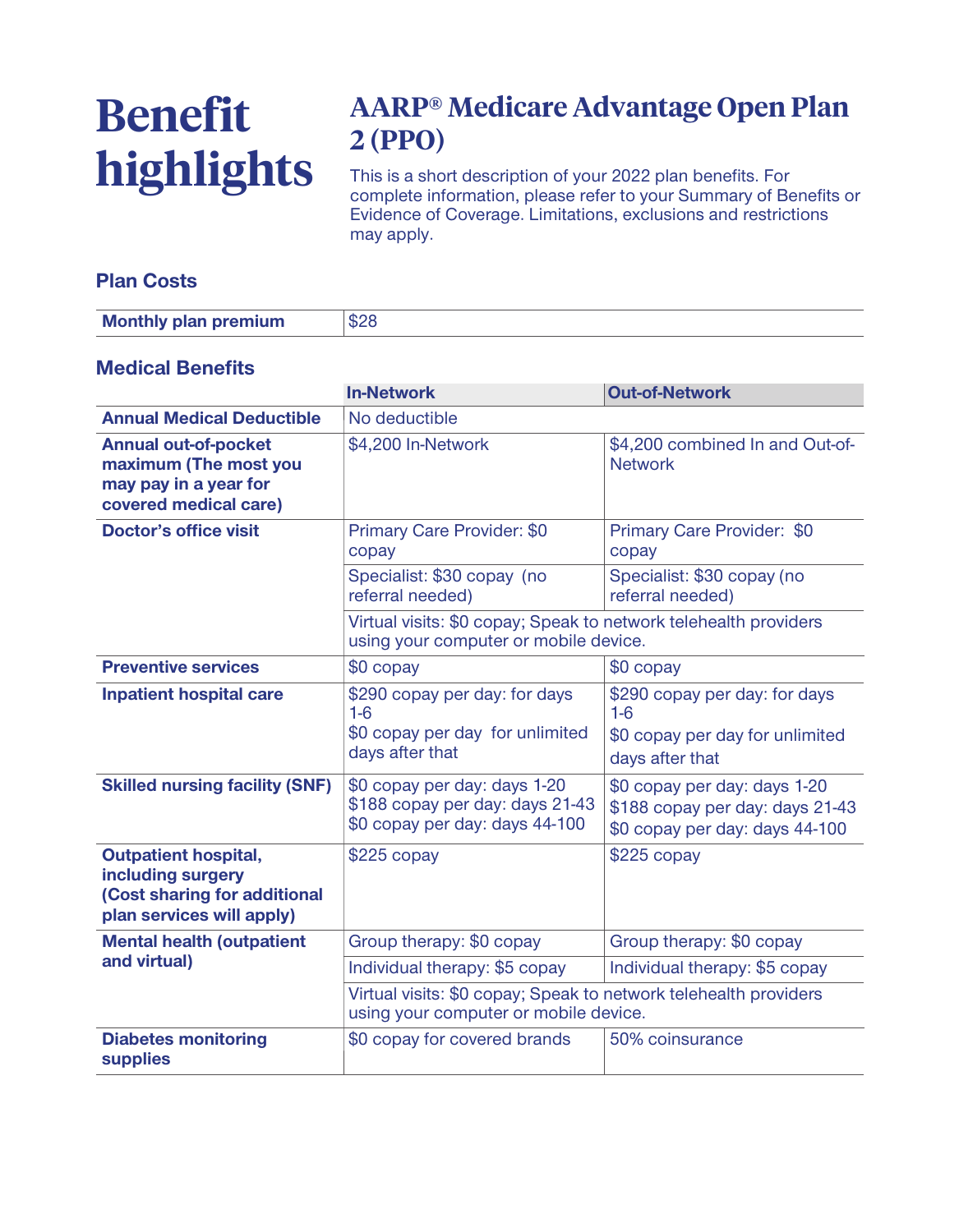# Benefit highlights

## AARP® Medicare Advantage Open Plan 2 (PPO)

This is a short description of your 2022 plan benefits. For complete information, please refer to your Summary of Benefits or Evidence of Coverage. Limitations, exclusions and restrictions may apply.

### Plan Costs

| Monthly plan premium | $28 |
|---|---|

### Medical Benefits

| | In-Network | Out-of-Network |
|---|---|---|
| **Annual Medical Deductible** | No deductible | |
| **Annual out-of-pocket maximum (The most you may pay in a year for covered medical care)** | $4,200 In-Network | $4,200 combined In and Out-of-Network |
| **Doctor's office visit** | Primary Care Provider: $0 copay | Primary Care Provider: $0 copay |
| | Specialist: $30 copay (no referral needed) | Specialist: $30 copay (no referral needed) |
| | Virtual visits: $0 copay; Speak to network telehealth providers using your computer or mobile device. | |
| **Preventive services** | $0 copay | $0 copay |
| **Inpatient hospital care** | $290 copay per day: for days 1-6<br>$0 copay per day for unlimited days after that | $290 copay per day: for days 1-6<br>$0 copay per day for unlimited days after that |
| **Skilled nursing facility (SNF)** | $0 copay per day: days 1-20<br>$188 copay per day: days 21-43<br>$0 copay per day: days 44-100 | $0 copay per day: days 1-20<br>$188 copay per day: days 21-43<br>$0 copay per day: days 44-100 |
| **Outpatient hospital, including surgery (Cost sharing for additional plan services will apply)** | $225 copay | $225 copay |
| **Mental health (outpatient and virtual)** | Group therapy: $0 copay | Group therapy: $0 copay |
| | Individual therapy: $5 copay | Individual therapy: $5 copay |
| | Virtual visits: $0 copay; Speak to network telehealth providers using your computer or mobile device. | |
| **Diabetes monitoring supplies** | $0 copay for covered brands | 50% coinsurance |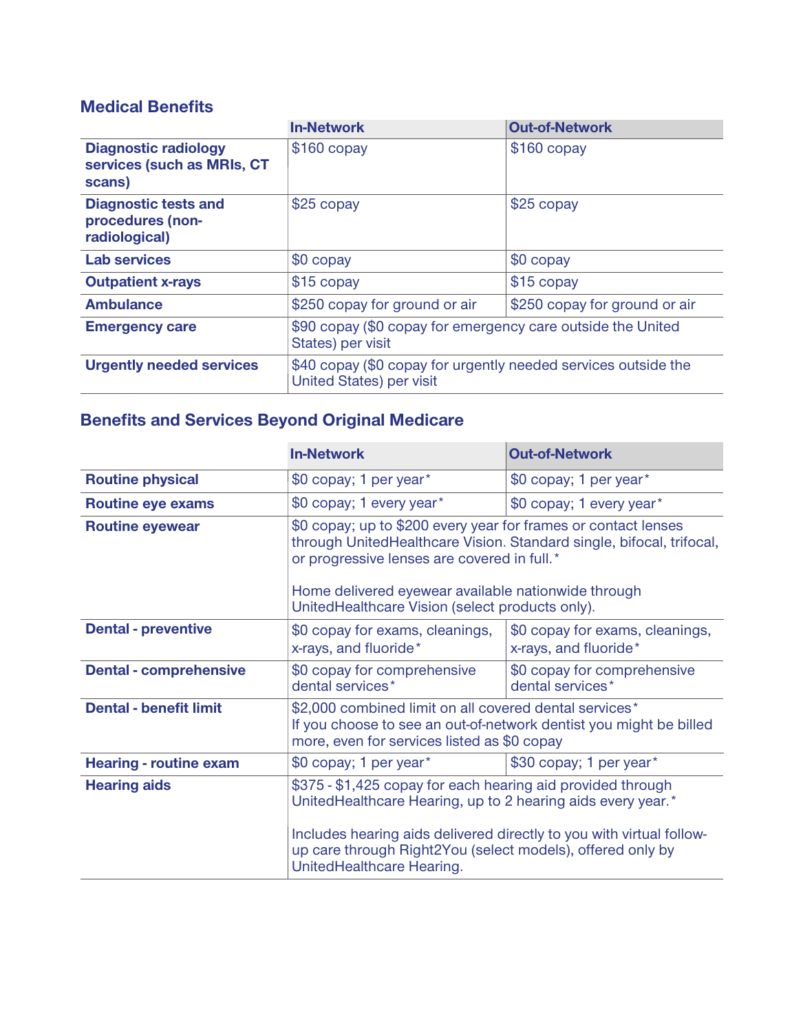## Medical Benefits

| | In-Network | Out-of-Network |
|---|---|---|
| **Diagnostic radiology services (such as MRIs, CT scans)** | $160 copay | $160 copay |
| **Diagnostic tests and procedures (non-radiological)** | $25 copay | $25 copay |
| **Lab services** | $0 copay | $0 copay |
| **Outpatient x-rays** | $15 copay | $15 copay |
| **Ambulance** | $250 copay for ground or air | $250 copay for ground or air |
| **Emergency care** | $90 copay ($0 copay for emergency care outside the United States) per visit | |
| **Urgently needed services** | $40 copay ($0 copay for urgently needed services outside the United States) per visit | |

## Benefits and Services Beyond Original Medicare

| | In-Network | Out-of-Network |
|---|---|---|
| **Routine physical** | $0 copay; 1 per year* | $0 copay; 1 per year* |
| **Routine eye exams** | $0 copay; 1 every year* | $0 copay; 1 every year* |
| **Routine eyewear** | $0 copay; up to $200 every year for frames or contact lenses through UnitedHealthcare Vision. Standard single, bifocal, trifocal, or progressive lenses are covered in full.*<br><br>Home delivered eyewear available nationwide through UnitedHealthcare Vision (select products only). | |
| **Dental - preventive** | $0 copay for exams, cleanings, x-rays, and fluoride* | $0 copay for exams, cleanings, x-rays, and fluoride* |
| **Dental - comprehensive** | $0 copay for comprehensive dental services* | $0 copay for comprehensive dental services* |
| **Dental - benefit limit** | $2,000 combined limit on all covered dental services*<br>If you choose to see an out-of-network dentist you might be billed more, even for services listed as $0 copay | |
| **Hearing - routine exam** | $0 copay; 1 per year* | $30 copay; 1 per year* |
| **Hearing aids** | $375 - $1,425 copay for each hearing aid provided through UnitedHealthcare Hearing, up to 2 hearing aids every year.*<br><br>Includes hearing aids delivered directly to you with virtual follow-up care through Right2You (select models), offered only by UnitedHealthcare Hearing. | |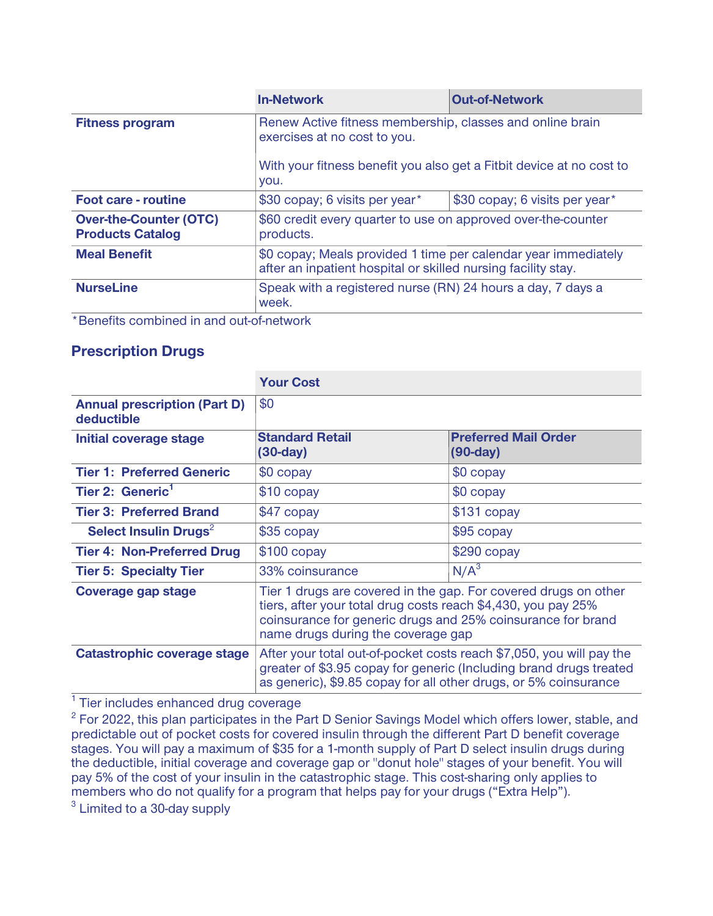| | In-Network | Out-of-Network |
|---|---|---|
| **Fitness program** | Renew Active fitness membership, classes and online brain exercises at no cost to you.<br><br>With your fitness benefit you also get a Fitbit device at no cost to you. | |
| **Foot care - routine** | $30 copay; 6 visits per year* | $30 copay; 6 visits per year* |
| **Over-the-Counter (OTC) Products Catalog** | $60 credit every quarter to use on approved over-the-counter products. | |
| **Meal Benefit** | $0 copay; Meals provided 1 time per calendar year immediately after an inpatient hospital or skilled nursing facility stay. | |
| **NurseLine** | Speak with a registered nurse (RN) 24 hours a day, 7 days a week. | |

*Benefits combined in and out-of-network

## Prescription Drugs

| | Your Cost | |
|---|---|---|
| **Annual prescription (Part D) deductible** | $0 | |
| **Initial coverage stage** | **Standard Retail (30-day)** | **Preferred Mail Order (90-day)** |
| **Tier 1: Preferred Generic** | $0 copay | $0 copay |
| **Tier 2: Generic**[1] | $10 copay | $0 copay |
| **Tier 3: Preferred Brand** | $47 copay | $131 copay |
| **Select Insulin Drugs**[2] | $35 copay | $95 copay |
| **Tier 4: Non-Preferred Drug** | $100 copay | $290 copay |
| **Tier 5: Specialty Tier** | 33% coinsurance | N/A[3] |
| **Coverage gap stage** | Tier 1 drugs are covered in the gap. For covered drugs on other tiers, after your total drug costs reach $4,430, you pay 25% coinsurance for generic drugs and 25% coinsurance for brand name drugs during the coverage gap | |
| **Catastrophic coverage stage** | After your total out-of-pocket costs reach $7,050, you will pay the greater of $3.95 copay for generic (Including brand drugs treated as generic), $9.85 copay for all other drugs, or 5% coinsurance | |

[1] Tier includes enhanced drug coverage

[2] For 2022, this plan participates in the Part D Senior Savings Model which offers lower, stable, and predictable out of pocket costs for covered insulin through the different Part D benefit coverage stages. You will pay a maximum of $35 for a 1-month supply of Part D select insulin drugs during the deductible, initial coverage and coverage gap or "donut hole" stages of your benefit. You will pay 5% of the cost of your insulin in the catastrophic stage. This cost-sharing only applies to members who do not qualify for a program that helps pay for your drugs ("Extra Help").

[3] Limited to a 30-day supply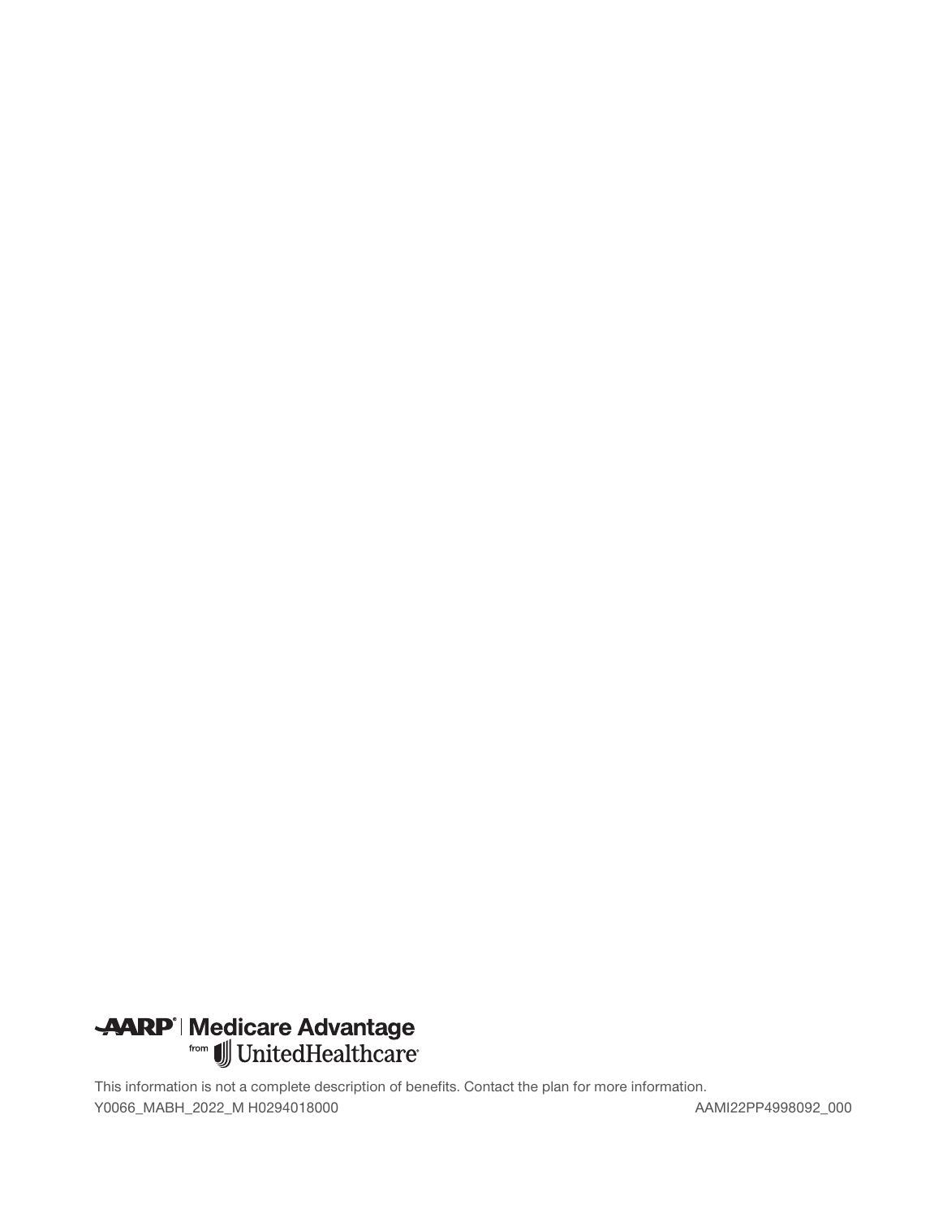AARP® | Medicare Advantage
from UnitedHealthcare®

This information is not a complete description of benefits. Contact the plan for more information.

Y0066_MABH_2022_M H0294018000 AAMI22PP4998092_000